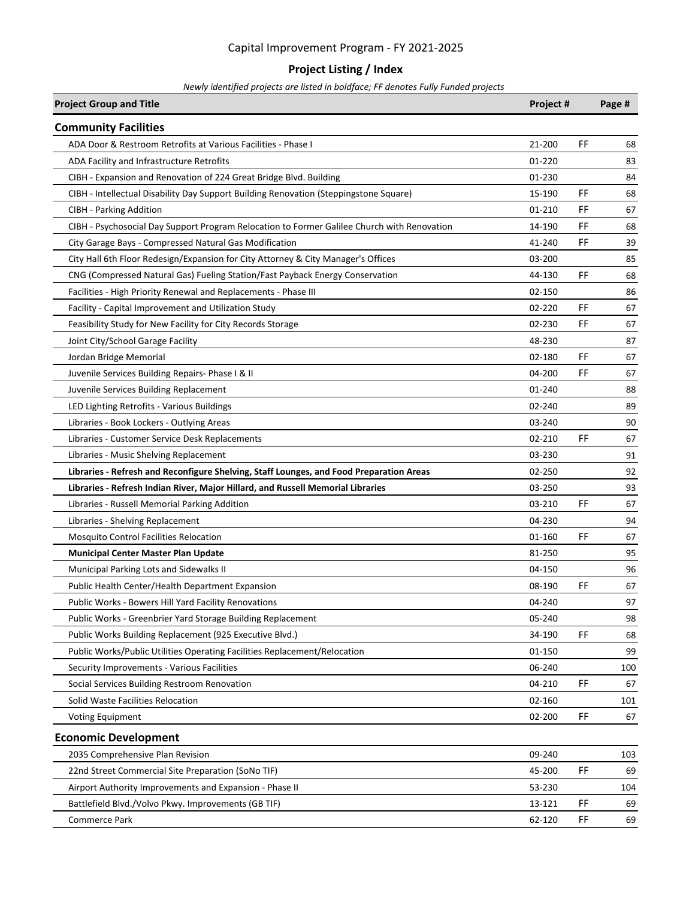# Capital Improvement Program - FY 2021-2025

## Project Listing / Index

*Newly identified projects are listed in boldface; FF denotes Fully Funded projects*

| Project Group and Title | Project # | | Page # |
|---|---|---|---|
| **Community Facilities** | | | |
| ADA Door & Restroom Retrofits at Various Facilities - Phase I | 21-200 | FF | 68 |
| ADA Facility and Infrastructure Retrofits | 01-220 | | 83 |
| CIBH - Expansion and Renovation of 224 Great Bridge Blvd. Building | 01-230 | | 84 |
| CIBH - Intellectual Disability Day Support Building Renovation (Steppingstone Square) | 15-190 | FF | 68 |
| CIBH - Parking Addition | 01-210 | FF | 67 |
| CIBH - Psychosocial Day Support Program Relocation to Former Galilee Church with Renovation | 14-190 | FF | 68 |
| City Garage Bays - Compressed Natural Gas Modification | 41-240 | FF | 39 |
| City Hall 6th Floor Redesign/Expansion for City Attorney & City Manager's Offices | 03-200 | | 85 |
| CNG (Compressed Natural Gas) Fueling Station/Fast Payback Energy Conservation | 44-130 | FF | 68 |
| Facilities - High Priority Renewal and Replacements - Phase III | 02-150 | | 86 |
| Facility - Capital Improvement and Utilization Study | 02-220 | FF | 67 |
| Feasibility Study for New Facility for City Records Storage | 02-230 | FF | 67 |
| Joint City/School Garage Facility | 48-230 | | 87 |
| Jordan Bridge Memorial | 02-180 | FF | 67 |
| Juvenile Services Building Repairs- Phase I & II | 04-200 | FF | 67 |
| Juvenile Services Building Replacement | 01-240 | | 88 |
| LED Lighting Retrofits - Various Buildings | 02-240 | | 89 |
| Libraries - Book Lockers - Outlying Areas | 03-240 | | 90 |
| Libraries - Customer Service Desk Replacements | 02-210 | FF | 67 |
| Libraries - Music Shelving Replacement | 03-230 | | 91 |
| **Libraries - Refresh and Reconfigure Shelving, Staff Lounges, and Food Preparation Areas** | 02-250 | | 92 |
| **Libraries - Refresh Indian River, Major Hillard, and Russell Memorial Libraries** | 03-250 | | 93 |
| Libraries - Russell Memorial Parking Addition | 03-210 | FF | 67 |
| Libraries - Shelving Replacement | 04-230 | | 94 |
| Mosquito Control Facilities Relocation | 01-160 | FF | 67 |
| **Municipal Center Master Plan Update** | 81-250 | | 95 |
| Municipal Parking Lots and Sidewalks II | 04-150 | | 96 |
| Public Health Center/Health Department Expansion | 08-190 | FF | 67 |
| Public Works - Bowers Hill Yard Facility Renovations | 04-240 | | 97 |
| Public Works - Greenbrier Yard Storage Building Replacement | 05-240 | | 98 |
| Public Works Building Replacement (925 Executive Blvd.) | 34-190 | FF | 68 |
| Public Works/Public Utilities Operating Facilities Replacement/Relocation | 01-150 | | 99 |
| Security Improvements - Various Facilities | 06-240 | | 100 |
| Social Services Building Restroom Renovation | 04-210 | FF | 67 |
| Solid Waste Facilities Relocation | 02-160 | | 101 |
| Voting Equipment | 02-200 | FF | 67 |
| **Economic Development** | | | |
| 2035 Comprehensive Plan Revision | 09-240 | | 103 |
| 22nd Street Commercial Site Preparation (SoNo TIF) | 45-200 | FF | 69 |
| Airport Authority Improvements and Expansion - Phase II | 53-230 | | 104 |
| Battlefield Blvd./Volvo Pkwy. Improvements (GB TIF) | 13-121 | FF | 69 |
| Commerce Park | 62-120 | FF | 69 |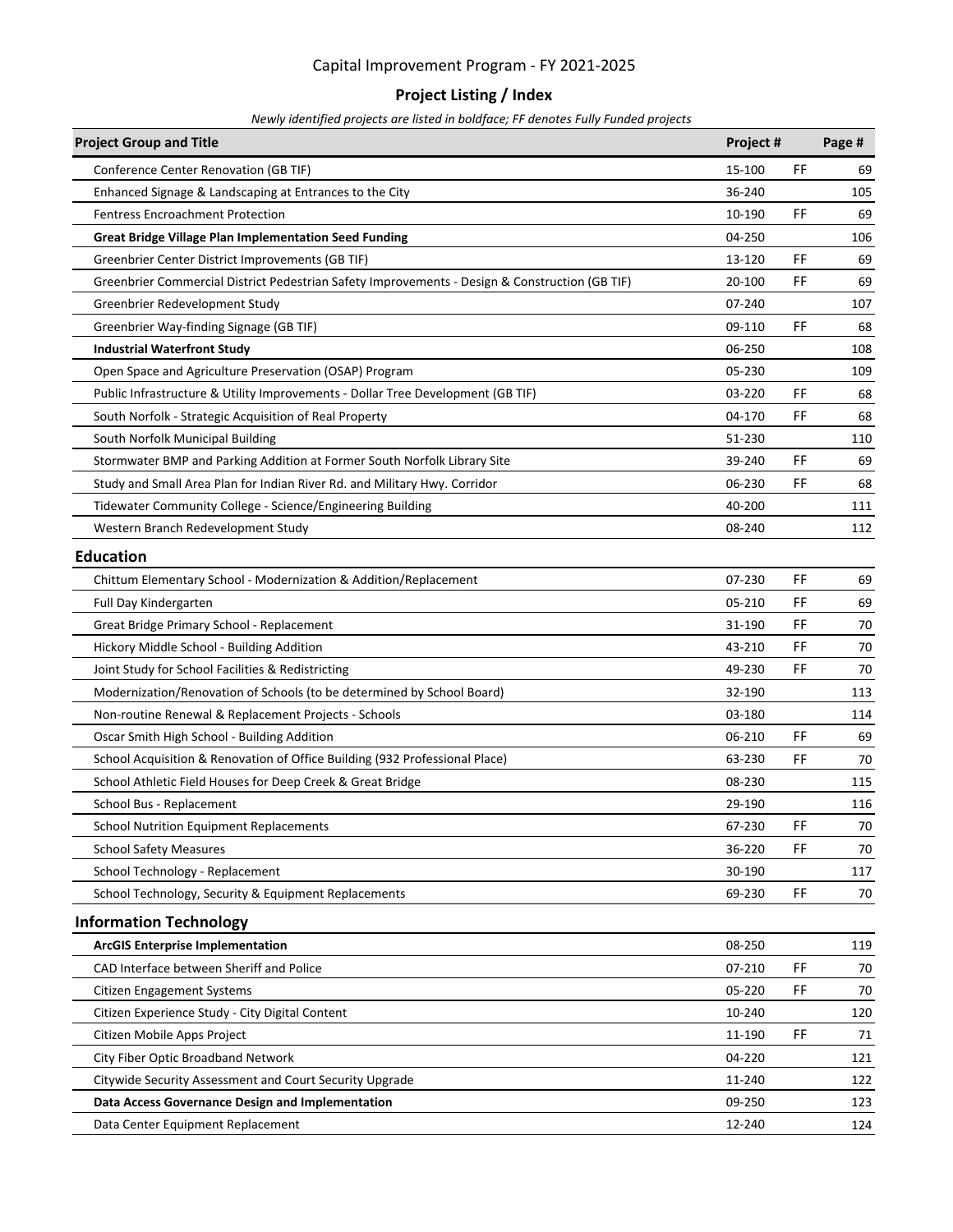# Capital Improvement Program - FY 2021-2025

## Project Listing / Index

*Newly identified projects are listed in boldface; FF denotes Fully Funded projects*

| Project Group and Title | Project # | | Page # |
|---|---|---|---|
| Conference Center Renovation (GB TIF) | 15-100 | FF | 69 |
| Enhanced Signage & Landscaping at Entrances to the City | 36-240 | | 105 |
| Fentress Encroachment Protection | 10-190 | FF | 69 |
| **Great Bridge Village Plan Implementation Seed Funding** | 04-250 | | 106 |
| Greenbrier Center District Improvements (GB TIF) | 13-120 | FF | 69 |
| Greenbrier Commercial District Pedestrian Safety Improvements - Design & Construction (GB TIF) | 20-100 | FF | 69 |
| Greenbrier Redevelopment Study | 07-240 | | 107 |
| Greenbrier Way-finding Signage (GB TIF) | 09-110 | FF | 68 |
| **Industrial Waterfront Study** | 06-250 | | 108 |
| Open Space and Agriculture Preservation (OSAP) Program | 05-230 | | 109 |
| Public Infrastructure & Utility Improvements - Dollar Tree Development (GB TIF) | 03-220 | FF | 68 |
| South Norfolk - Strategic Acquisition of Real Property | 04-170 | FF | 68 |
| South Norfolk Municipal Building | 51-230 | | 110 |
| Stormwater BMP and Parking Addition at Former South Norfolk Library Site | 39-240 | FF | 69 |
| Study and Small Area Plan for Indian River Rd. and Military Hwy. Corridor | 06-230 | FF | 68 |
| Tidewater Community College - Science/Engineering Building | 40-200 | | 111 |
| Western Branch Redevelopment Study | 08-240 | | 112 |
| **Education** | | | |
| Chittum Elementary School - Modernization & Addition/Replacement | 07-230 | FF | 69 |
| Full Day Kindergarten | 05-210 | FF | 69 |
| Great Bridge Primary School - Replacement | 31-190 | FF | 70 |
| Hickory Middle School - Building Addition | 43-210 | FF | 70 |
| Joint Study for School Facilities & Redistricting | 49-230 | FF | 70 |
| Modernization/Renovation of Schools (to be determined by School Board) | 32-190 | | 113 |
| Non-routine Renewal & Replacement Projects - Schools | 03-180 | | 114 |
| Oscar Smith High School - Building Addition | 06-210 | FF | 69 |
| School Acquisition & Renovation of Office Building (932 Professional Place) | 63-230 | FF | 70 |
| School Athletic Field Houses for Deep Creek & Great Bridge | 08-230 | | 115 |
| School Bus - Replacement | 29-190 | | 116 |
| School Nutrition Equipment Replacements | 67-230 | FF | 70 |
| School Safety Measures | 36-220 | FF | 70 |
| School Technology - Replacement | 30-190 | | 117 |
| School Technology, Security & Equipment Replacements | 69-230 | FF | 70 |
| **Information Technology** | | | |
| **ArcGIS Enterprise Implementation** | 08-250 | | 119 |
| CAD Interface between Sheriff and Police | 07-210 | FF | 70 |
| Citizen Engagement Systems | 05-220 | FF | 70 |
| Citizen Experience Study - City Digital Content | 10-240 | | 120 |
| Citizen Mobile Apps Project | 11-190 | FF | 71 |
| City Fiber Optic Broadband Network | 04-220 | | 121 |
| Citywide Security Assessment and Court Security Upgrade | 11-240 | | 122 |
| **Data Access Governance Design and Implementation** | 09-250 | | 123 |
| Data Center Equipment Replacement | 12-240 | | 124 |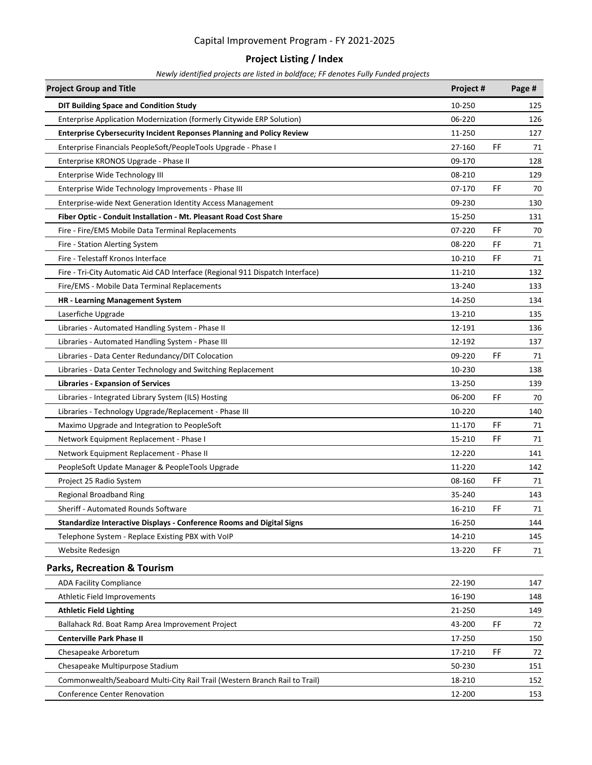# Capital Improvement Program - FY 2021-2025

## Project Listing / Index

*Newly identified projects are listed in boldface; FF denotes Fully Funded projects*

| Project Group and Title | Project # | | Page # |
|---|---|---|---|
| **DIT Building Space and Condition Study** | 10-250 | | 125 |
| Enterprise Application Modernization (formerly Citywide ERP Solution) | 06-220 | | 126 |
| **Enterprise Cybersecurity Incident Reponses Planning and Policy Review** | 11-250 | | 127 |
| Enterprise Financials PeopleSoft/PeopleTools Upgrade - Phase I | 27-160 | FF | 71 |
| Enterprise KRONOS Upgrade - Phase II | 09-170 | | 128 |
| Enterprise Wide Technology III | 08-210 | | 129 |
| Enterprise Wide Technology Improvements - Phase III | 07-170 | FF | 70 |
| Enterprise-wide Next Generation Identity Access Management | 09-230 | | 130 |
| **Fiber Optic - Conduit Installation - Mt. Pleasant Road Cost Share** | 15-250 | | 131 |
| Fire - Fire/EMS Mobile Data Terminal Replacements | 07-220 | FF | 70 |
| Fire - Station Alerting System | 08-220 | FF | 71 |
| Fire - Telestaff Kronos Interface | 10-210 | FF | 71 |
| Fire - Tri-City Automatic Aid CAD Interface (Regional 911 Dispatch Interface) | 11-210 | | 132 |
| Fire/EMS - Mobile Data Terminal Replacements | 13-240 | | 133 |
| **HR - Learning Management System** | 14-250 | | 134 |
| Laserfiche Upgrade | 13-210 | | 135 |
| Libraries - Automated Handling System - Phase II | 12-191 | | 136 |
| Libraries - Automated Handling System - Phase III | 12-192 | | 137 |
| Libraries - Data Center Redundancy/DIT Colocation | 09-220 | FF | 71 |
| Libraries - Data Center Technology and Switching Replacement | 10-230 | | 138 |
| **Libraries - Expansion of Services** | 13-250 | | 139 |
| Libraries - Integrated Library System (ILS) Hosting | 06-200 | FF | 70 |
| Libraries - Technology Upgrade/Replacement - Phase III | 10-220 | | 140 |
| Maximo Upgrade and Integration to PeopleSoft | 11-170 | FF | 71 |
| Network Equipment Replacement - Phase I | 15-210 | FF | 71 |
| Network Equipment Replacement - Phase II | 12-220 | | 141 |
| PeopleSoft Update Manager & PeopleTools Upgrade | 11-220 | | 142 |
| Project 25 Radio System | 08-160 | FF | 71 |
| Regional Broadband Ring | 35-240 | | 143 |
| Sheriff - Automated Rounds Software | 16-210 | FF | 71 |
| **Standardize Interactive Displays - Conference Rooms and Digital Signs** | 16-250 | | 144 |
| Telephone System - Replace Existing PBX with VoIP | 14-210 | | 145 |
| Website Redesign | 13-220 | FF | 71 |
| **Parks, Recreation & Tourism** | | | |
| ADA Facility Compliance | 22-190 | | 147 |
| Athletic Field Improvements | 16-190 | | 148 |
| **Athletic Field Lighting** | 21-250 | | 149 |
| Ballahack Rd. Boat Ramp Area Improvement Project | 43-200 | FF | 72 |
| **Centerville Park Phase II** | 17-250 | | 150 |
| Chesapeake Arboretum | 17-210 | FF | 72 |
| Chesapeake Multipurpose Stadium | 50-230 | | 151 |
| Commonwealth/Seaboard Multi-City Rail Trail (Western Branch Rail to Trail) | 18-210 | | 152 |
| Conference Center Renovation | 12-200 | | 153 |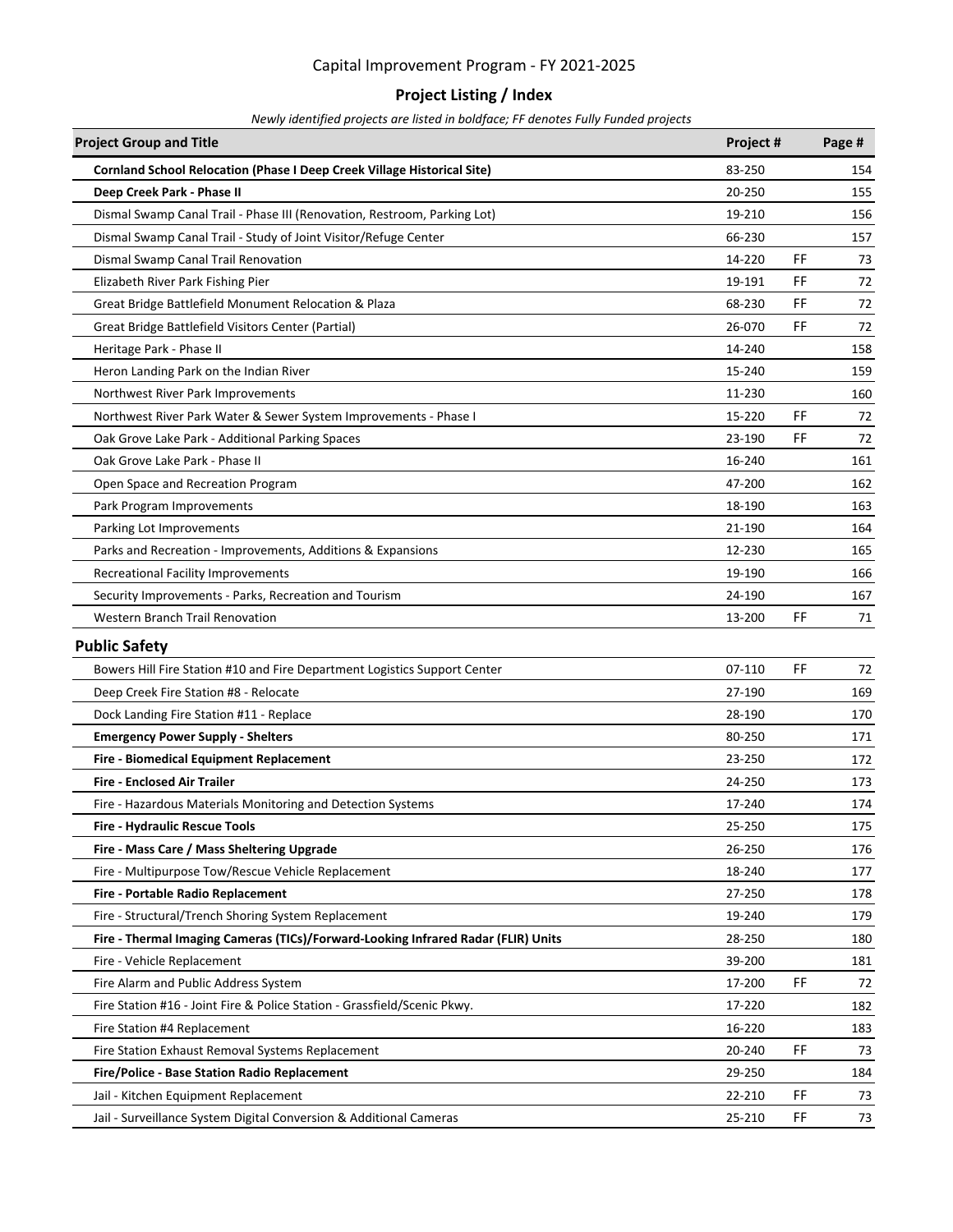# Capital Improvement Program - FY 2021-2025

## Project Listing / Index

*Newly identified projects are listed in boldface; FF denotes Fully Funded projects*

| Project Group and Title | Project # | | Page # |
|---|---|---|---|
| **Cornland School Relocation (Phase I Deep Creek Village Historical Site)** | 83-250 | | 154 |
| **Deep Creek Park - Phase II** | 20-250 | | 155 |
| Dismal Swamp Canal Trail - Phase III (Renovation, Restroom, Parking Lot) | 19-210 | | 156 |
| Dismal Swamp Canal Trail - Study of Joint Visitor/Refuge Center | 66-230 | | 157 |
| Dismal Swamp Canal Trail Renovation | 14-220 | FF | 73 |
| Elizabeth River Park Fishing Pier | 19-191 | FF | 72 |
| Great Bridge Battlefield Monument Relocation & Plaza | 68-230 | FF | 72 |
| Great Bridge Battlefield Visitors Center (Partial) | 26-070 | FF | 72 |
| Heritage Park - Phase II | 14-240 | | 158 |
| Heron Landing Park on the Indian River | 15-240 | | 159 |
| Northwest River Park Improvements | 11-230 | | 160 |
| Northwest River Park Water & Sewer System Improvements - Phase I | 15-220 | FF | 72 |
| Oak Grove Lake Park - Additional Parking Spaces | 23-190 | FF | 72 |
| Oak Grove Lake Park - Phase II | 16-240 | | 161 |
| Open Space and Recreation Program | 47-200 | | 162 |
| Park Program Improvements | 18-190 | | 163 |
| Parking Lot Improvements | 21-190 | | 164 |
| Parks and Recreation - Improvements, Additions & Expansions | 12-230 | | 165 |
| Recreational Facility Improvements | 19-190 | | 166 |
| Security Improvements - Parks, Recreation and Tourism | 24-190 | | 167 |
| Western Branch Trail Renovation | 13-200 | FF | 71 |
| **Public Safety** | | | |
| Bowers Hill Fire Station #10 and Fire Department Logistics Support Center | 07-110 | FF | 72 |
| Deep Creek Fire Station #8 - Relocate | 27-190 | | 169 |
| Dock Landing Fire Station #11 - Replace | 28-190 | | 170 |
| **Emergency Power Supply - Shelters** | 80-250 | | 171 |
| **Fire - Biomedical Equipment Replacement** | 23-250 | | 172 |
| **Fire - Enclosed Air Trailer** | 24-250 | | 173 |
| Fire - Hazardous Materials Monitoring and Detection Systems | 17-240 | | 174 |
| **Fire - Hydraulic Rescue Tools** | 25-250 | | 175 |
| **Fire - Mass Care / Mass Sheltering Upgrade** | 26-250 | | 176 |
| Fire - Multipurpose Tow/Rescue Vehicle Replacement | 18-240 | | 177 |
| **Fire - Portable Radio Replacement** | 27-250 | | 178 |
| Fire - Structural/Trench Shoring System Replacement | 19-240 | | 179 |
| **Fire - Thermal Imaging Cameras (TICs)/Forward-Looking Infrared Radar (FLIR) Units** | 28-250 | | 180 |
| Fire - Vehicle Replacement | 39-200 | | 181 |
| Fire Alarm and Public Address System | 17-200 | FF | 72 |
| Fire Station #16 - Joint Fire & Police Station - Grassfield/Scenic Pkwy. | 17-220 | | 182 |
| Fire Station #4 Replacement | 16-220 | | 183 |
| Fire Station Exhaust Removal Systems Replacement | 20-240 | FF | 73 |
| **Fire/Police - Base Station Radio Replacement** | 29-250 | | 184 |
| Jail - Kitchen Equipment Replacement | 22-210 | FF | 73 |
| Jail - Surveillance System Digital Conversion & Additional Cameras | 25-210 | FF | 73 |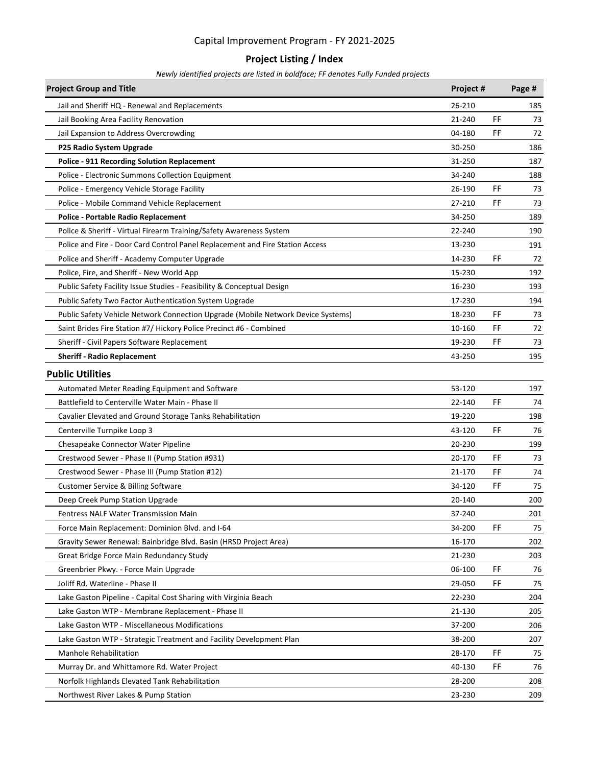# Capital Improvement Program - FY 2021-2025

## Project Listing / Index

*Newly identified projects are listed in boldface; FF denotes Fully Funded projects*

| Project Group and Title | Project # | | Page # |
|---|---|---|---|
| Jail and Sheriff HQ - Renewal and Replacements | 26-210 | | 185 |
| Jail Booking Area Facility Renovation | 21-240 | FF | 73 |
| Jail Expansion to Address Overcrowding | 04-180 | FF | 72 |
| **P25 Radio System Upgrade** | 30-250 | | 186 |
| **Police - 911 Recording Solution Replacement** | 31-250 | | 187 |
| Police - Electronic Summons Collection Equipment | 34-240 | | 188 |
| Police - Emergency Vehicle Storage Facility | 26-190 | FF | 73 |
| Police - Mobile Command Vehicle Replacement | 27-210 | FF | 73 |
| **Police - Portable Radio Replacement** | 34-250 | | 189 |
| Police & Sheriff - Virtual Firearm Training/Safety Awareness System | 22-240 | | 190 |
| Police and Fire - Door Card Control Panel Replacement and Fire Station Access | 13-230 | | 191 |
| Police and Sheriff - Academy Computer Upgrade | 14-230 | FF | 72 |
| Police, Fire, and Sheriff - New World App | 15-230 | | 192 |
| Public Safety Facility Issue Studies - Feasibility & Conceptual Design | 16-230 | | 193 |
| Public Safety Two Factor Authentication System Upgrade | 17-230 | | 194 |
| Public Safety Vehicle Network Connection Upgrade (Mobile Network Device Systems) | 18-230 | FF | 73 |
| Saint Brides Fire Station #7/ Hickory Police Precinct #6 - Combined | 10-160 | FF | 72 |
| Sheriff - Civil Papers Software Replacement | 19-230 | FF | 73 |
| **Sheriff - Radio Replacement** | 43-250 | | 195 |
| **Public Utilities** | | | |
| Automated Meter Reading Equipment and Software | 53-120 | | 197 |
| Battlefield to Centerville Water Main - Phase II | 22-140 | FF | 74 |
| Cavalier Elevated and Ground Storage Tanks Rehabilitation | 19-220 | | 198 |
| Centerville Turnpike Loop 3 | 43-120 | FF | 76 |
| Chesapeake Connector Water Pipeline | 20-230 | | 199 |
| Crestwood Sewer - Phase II (Pump Station #931) | 20-170 | FF | 73 |
| Crestwood Sewer - Phase III (Pump Station #12) | 21-170 | FF | 74 |
| Customer Service & Billing Software | 34-120 | FF | 75 |
| Deep Creek Pump Station Upgrade | 20-140 | | 200 |
| Fentress NALF Water Transmission Main | 37-240 | | 201 |
| Force Main Replacement: Dominion Blvd. and I-64 | 34-200 | FF | 75 |
| Gravity Sewer Renewal: Bainbridge Blvd. Basin (HRSD Project Area) | 16-170 | | 202 |
| Great Bridge Force Main Redundancy Study | 21-230 | | 203 |
| Greenbrier Pkwy. - Force Main Upgrade | 06-100 | FF | 76 |
| Joliff Rd. Waterline - Phase II | 29-050 | FF | 75 |
| Lake Gaston Pipeline - Capital Cost Sharing with Virginia Beach | 22-230 | | 204 |
| Lake Gaston WTP - Membrane Replacement - Phase II | 21-130 | | 205 |
| Lake Gaston WTP - Miscellaneous Modifications | 37-200 | | 206 |
| Lake Gaston WTP - Strategic Treatment and Facility Development Plan | 38-200 | | 207 |
| Manhole Rehabilitation | 28-170 | FF | 75 |
| Murray Dr. and Whittamore Rd. Water Project | 40-130 | FF | 76 |
| Norfolk Highlands Elevated Tank Rehabilitation | 28-200 | | 208 |
| Northwest River Lakes & Pump Station | 23-230 | | 209 |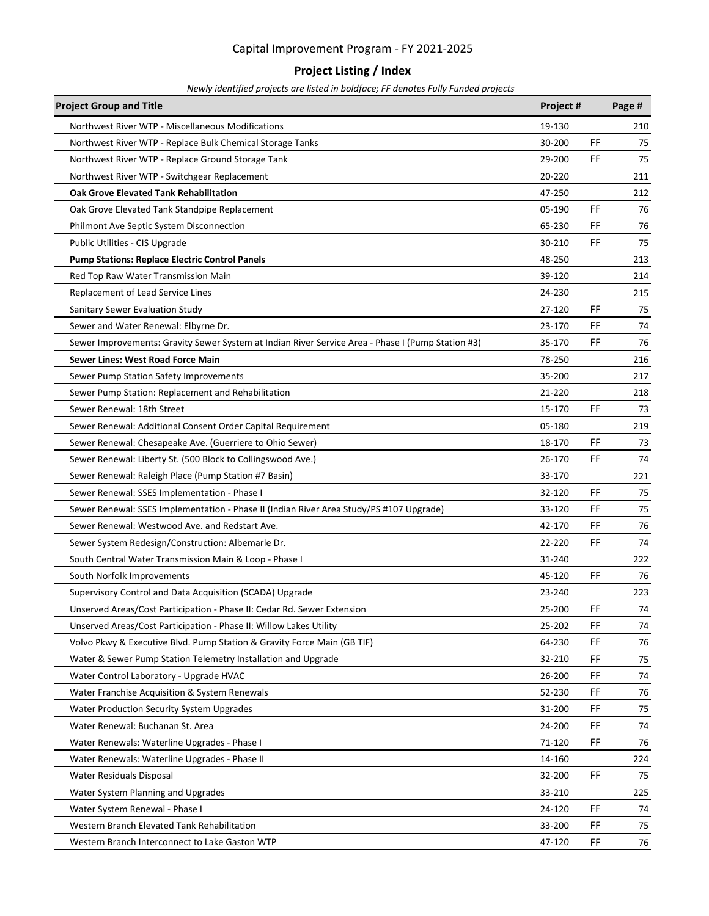# Capital Improvement Program - FY 2021-2025

## Project Listing / Index

*Newly identified projects are listed in boldface; FF denotes Fully Funded projects*

| Project Group and Title | Project # | | Page # |
|---|---|---|---|
| Northwest River WTP - Miscellaneous Modifications | 19-130 | | 210 |
| Northwest River WTP - Replace Bulk Chemical Storage Tanks | 30-200 | FF | 75 |
| Northwest River WTP - Replace Ground Storage Tank | 29-200 | FF | 75 |
| Northwest River WTP - Switchgear Replacement | 20-220 | | 211 |
| **Oak Grove Elevated Tank Rehabilitation** | 47-250 | | 212 |
| Oak Grove Elevated Tank Standpipe Replacement | 05-190 | FF | 76 |
| Philmont Ave Septic System Disconnection | 65-230 | FF | 76 |
| Public Utilities - CIS Upgrade | 30-210 | FF | 75 |
| **Pump Stations: Replace Electric Control Panels** | 48-250 | | 213 |
| Red Top Raw Water Transmission Main | 39-120 | | 214 |
| Replacement of Lead Service Lines | 24-230 | | 215 |
| Sanitary Sewer Evaluation Study | 27-120 | FF | 75 |
| Sewer and Water Renewal: Elbyrne Dr. | 23-170 | FF | 74 |
| Sewer Improvements: Gravity Sewer System at Indian River Service Area - Phase I (Pump Station #3) | 35-170 | FF | 76 |
| **Sewer Lines: West Road Force Main** | 78-250 | | 216 |
| Sewer Pump Station Safety Improvements | 35-200 | | 217 |
| Sewer Pump Station: Replacement and Rehabilitation | 21-220 | | 218 |
| Sewer Renewal: 18th Street | 15-170 | FF | 73 |
| Sewer Renewal: Additional Consent Order Capital Requirement | 05-180 | | 219 |
| Sewer Renewal: Chesapeake Ave. (Guerriere to Ohio Sewer) | 18-170 | FF | 73 |
| Sewer Renewal: Liberty St. (500 Block to Collingswood Ave.) | 26-170 | FF | 74 |
| Sewer Renewal: Raleigh Place (Pump Station #7 Basin) | 33-170 | | 221 |
| Sewer Renewal: SSES Implementation - Phase I | 32-120 | FF | 75 |
| Sewer Renewal: SSES Implementation - Phase II (Indian River Area Study/PS #107 Upgrade) | 33-120 | FF | 75 |
| Sewer Renewal: Westwood Ave. and Redstart Ave. | 42-170 | FF | 76 |
| Sewer System Redesign/Construction: Albemarle Dr. | 22-220 | FF | 74 |
| South Central Water Transmission Main & Loop - Phase I | 31-240 | | 222 |
| South Norfolk Improvements | 45-120 | FF | 76 |
| Supervisory Control and Data Acquisition (SCADA) Upgrade | 23-240 | | 223 |
| Unserved Areas/Cost Participation - Phase II: Cedar Rd. Sewer Extension | 25-200 | FF | 74 |
| Unserved Areas/Cost Participation - Phase II: Willow Lakes Utility | 25-202 | FF | 74 |
| Volvo Pkwy & Executive Blvd. Pump Station & Gravity Force Main (GB TIF) | 64-230 | FF | 76 |
| Water & Sewer Pump Station Telemetry Installation and Upgrade | 32-210 | FF | 75 |
| Water Control Laboratory - Upgrade HVAC | 26-200 | FF | 74 |
| Water Franchise Acquisition & System Renewals | 52-230 | FF | 76 |
| Water Production Security System Upgrades | 31-200 | FF | 75 |
| Water Renewal: Buchanan St. Area | 24-200 | FF | 74 |
| Water Renewals: Waterline Upgrades - Phase I | 71-120 | FF | 76 |
| Water Renewals: Waterline Upgrades - Phase II | 14-160 | | 224 |
| Water Residuals Disposal | 32-200 | FF | 75 |
| Water System Planning and Upgrades | 33-210 | | 225 |
| Water System Renewal - Phase I | 24-120 | FF | 74 |
| Western Branch Elevated Tank Rehabilitation | 33-200 | FF | 75 |
| Western Branch Interconnect to Lake Gaston WTP | 47-120 | FF | 76 |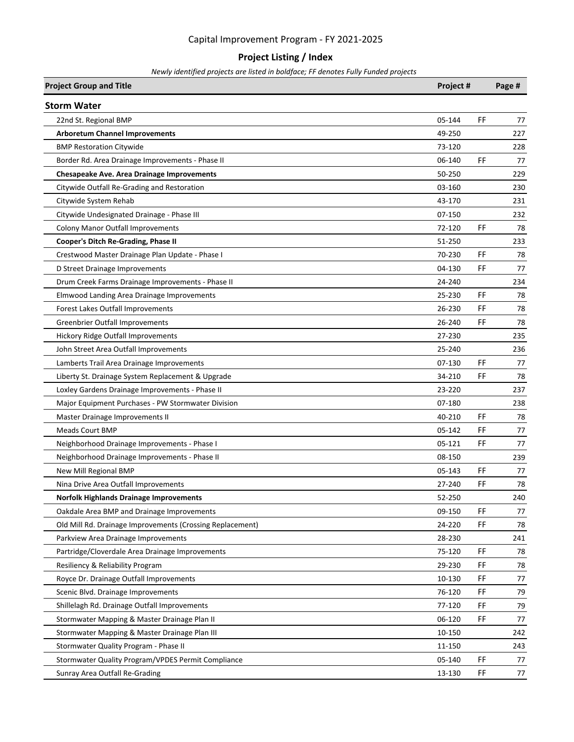# Capital Improvement Program - FY 2021-2025

## Project Listing / Index

*Newly identified projects are listed in boldface; FF denotes Fully Funded projects*

| Project Group and Title | Project # | | Page # |
|---|---|---|---|
| **Storm Water** | | | |
| 22nd St. Regional BMP | 05-144 | FF | 77 |
| **Arboretum Channel Improvements** | 49-250 | | 227 |
| BMP Restoration Citywide | 73-120 | | 228 |
| Border Rd. Area Drainage Improvements - Phase II | 06-140 | FF | 77 |
| **Chesapeake Ave. Area Drainage Improvements** | 50-250 | | 229 |
| Citywide Outfall Re-Grading and Restoration | 03-160 | | 230 |
| Citywide System Rehab | 43-170 | | 231 |
| Citywide Undesignated Drainage - Phase III | 07-150 | | 232 |
| Colony Manor Outfall Improvements | 72-120 | FF | 78 |
| **Cooper's Ditch Re-Grading, Phase II** | 51-250 | | 233 |
| Crestwood Master Drainage Plan Update - Phase I | 70-230 | FF | 78 |
| D Street Drainage Improvements | 04-130 | FF | 77 |
| Drum Creek Farms Drainage Improvements - Phase II | 24-240 | | 234 |
| Elmwood Landing Area Drainage Improvements | 25-230 | FF | 78 |
| Forest Lakes Outfall Improvements | 26-230 | FF | 78 |
| Greenbrier Outfall Improvements | 26-240 | FF | 78 |
| Hickory Ridge Outfall Improvements | 27-230 | | 235 |
| John Street Area Outfall Improvements | 25-240 | | 236 |
| Lamberts Trail Area Drainage Improvements | 07-130 | FF | 77 |
| Liberty St. Drainage System Replacement & Upgrade | 34-210 | FF | 78 |
| Loxley Gardens Drainage Improvements - Phase II | 23-220 | | 237 |
| Major Equipment Purchases - PW Stormwater Division | 07-180 | | 238 |
| Master Drainage Improvements II | 40-210 | FF | 78 |
| Meads Court BMP | 05-142 | FF | 77 |
| Neighborhood Drainage Improvements - Phase I | 05-121 | FF | 77 |
| Neighborhood Drainage Improvements - Phase II | 08-150 | | 239 |
| New Mill Regional BMP | 05-143 | FF | 77 |
| Nina Drive Area Outfall Improvements | 27-240 | FF | 78 |
| **Norfolk Highlands Drainage Improvements** | 52-250 | | 240 |
| Oakdale Area BMP and Drainage Improvements | 09-150 | FF | 77 |
| Old Mill Rd. Drainage Improvements (Crossing Replacement) | 24-220 | FF | 78 |
| Parkview Area Drainage Improvements | 28-230 | | 241 |
| Partridge/Cloverdale Area Drainage Improvements | 75-120 | FF | 78 |
| Resiliency & Reliability Program | 29-230 | FF | 78 |
| Royce Dr. Drainage Outfall Improvements | 10-130 | FF | 77 |
| Scenic Blvd. Drainage Improvements | 76-120 | FF | 79 |
| Shillelagh Rd. Drainage Outfall Improvements | 77-120 | FF | 79 |
| Stormwater Mapping & Master Drainage Plan II | 06-120 | FF | 77 |
| Stormwater Mapping & Master Drainage Plan III | 10-150 | | 242 |
| Stormwater Quality Program - Phase II | 11-150 | | 243 |
| Stormwater Quality Program/VPDES Permit Compliance | 05-140 | FF | 77 |
| Sunray Area Outfall Re-Grading | 13-130 | FF | 77 |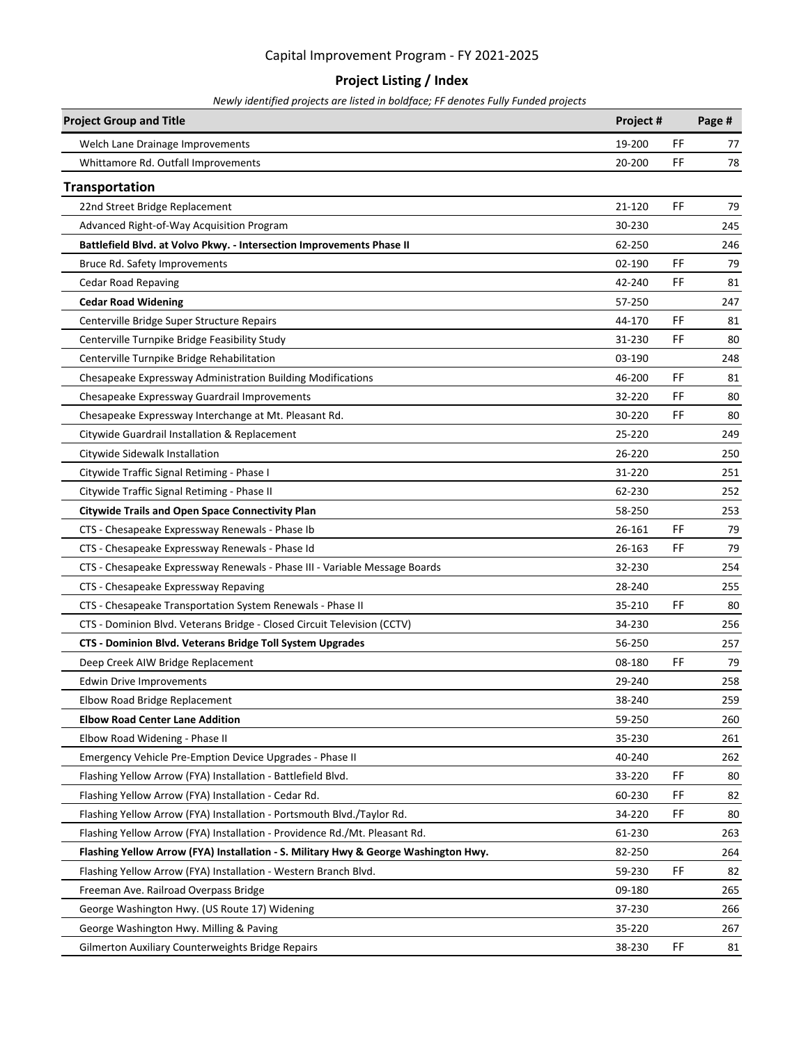# Capital Improvement Program - FY 2021-2025

## Project Listing / Index

*Newly identified projects are listed in boldface; FF denotes Fully Funded projects*

| Project Group and Title | Project # | | Page # |
|---|---|---|---|
| Welch Lane Drainage Improvements | 19-200 | FF | 77 |
| Whittamore Rd. Outfall Improvements | 20-200 | FF | 78 |
| **Transportation** | | | |
| 22nd Street Bridge Replacement | 21-120 | FF | 79 |
| Advanced Right-of-Way Acquisition Program | 30-230 | | 245 |
| **Battlefield Blvd. at Volvo Pkwy. - Intersection Improvements Phase II** | 62-250 | | 246 |
| Bruce Rd. Safety Improvements | 02-190 | FF | 79 |
| Cedar Road Repaving | 42-240 | FF | 81 |
| **Cedar Road Widening** | 57-250 | | 247 |
| Centerville Bridge Super Structure Repairs | 44-170 | FF | 81 |
| Centerville Turnpike Bridge Feasibility Study | 31-230 | FF | 80 |
| Centerville Turnpike Bridge Rehabilitation | 03-190 | | 248 |
| Chesapeake Expressway Administration Building Modifications | 46-200 | FF | 81 |
| Chesapeake Expressway Guardrail Improvements | 32-220 | FF | 80 |
| Chesapeake Expressway Interchange at Mt. Pleasant Rd. | 30-220 | FF | 80 |
| Citywide Guardrail Installation & Replacement | 25-220 | | 249 |
| Citywide Sidewalk Installation | 26-220 | | 250 |
| Citywide Traffic Signal Retiming - Phase I | 31-220 | | 251 |
| Citywide Traffic Signal Retiming - Phase II | 62-230 | | 252 |
| **Citywide Trails and Open Space Connectivity Plan** | 58-250 | | 253 |
| CTS - Chesapeake Expressway Renewals - Phase Ib | 26-161 | FF | 79 |
| CTS - Chesapeake Expressway Renewals - Phase Id | 26-163 | FF | 79 |
| CTS - Chesapeake Expressway Renewals - Phase III - Variable Message Boards | 32-230 | | 254 |
| CTS - Chesapeake Expressway Repaving | 28-240 | | 255 |
| CTS - Chesapeake Transportation System Renewals - Phase II | 35-210 | FF | 80 |
| CTS - Dominion Blvd. Veterans Bridge - Closed Circuit Television (CCTV) | 34-230 | | 256 |
| **CTS - Dominion Blvd. Veterans Bridge Toll System Upgrades** | 56-250 | | 257 |
| Deep Creek AIW Bridge Replacement | 08-180 | FF | 79 |
| Edwin Drive Improvements | 29-240 | | 258 |
| Elbow Road Bridge Replacement | 38-240 | | 259 |
| **Elbow Road Center Lane Addition** | 59-250 | | 260 |
| Elbow Road Widening - Phase II | 35-230 | | 261 |
| Emergency Vehicle Pre-Emption Device Upgrades - Phase II | 40-240 | | 262 |
| Flashing Yellow Arrow (FYA) Installation - Battlefield Blvd. | 33-220 | FF | 80 |
| Flashing Yellow Arrow (FYA) Installation - Cedar Rd. | 60-230 | FF | 82 |
| Flashing Yellow Arrow (FYA) Installation - Portsmouth Blvd./Taylor Rd. | 34-220 | FF | 80 |
| Flashing Yellow Arrow (FYA) Installation - Providence Rd./Mt. Pleasant Rd. | 61-230 | | 263 |
| **Flashing Yellow Arrow (FYA) Installation - S. Military Hwy & George Washington Hwy.** | 82-250 | | 264 |
| Flashing Yellow Arrow (FYA) Installation - Western Branch Blvd. | 59-230 | FF | 82 |
| Freeman Ave. Railroad Overpass Bridge | 09-180 | | 265 |
| George Washington Hwy. (US Route 17) Widening | 37-230 | | 266 |
| George Washington Hwy. Milling & Paving | 35-220 | | 267 |
| Gilmerton Auxiliary Counterweights Bridge Repairs | 38-230 | FF | 81 |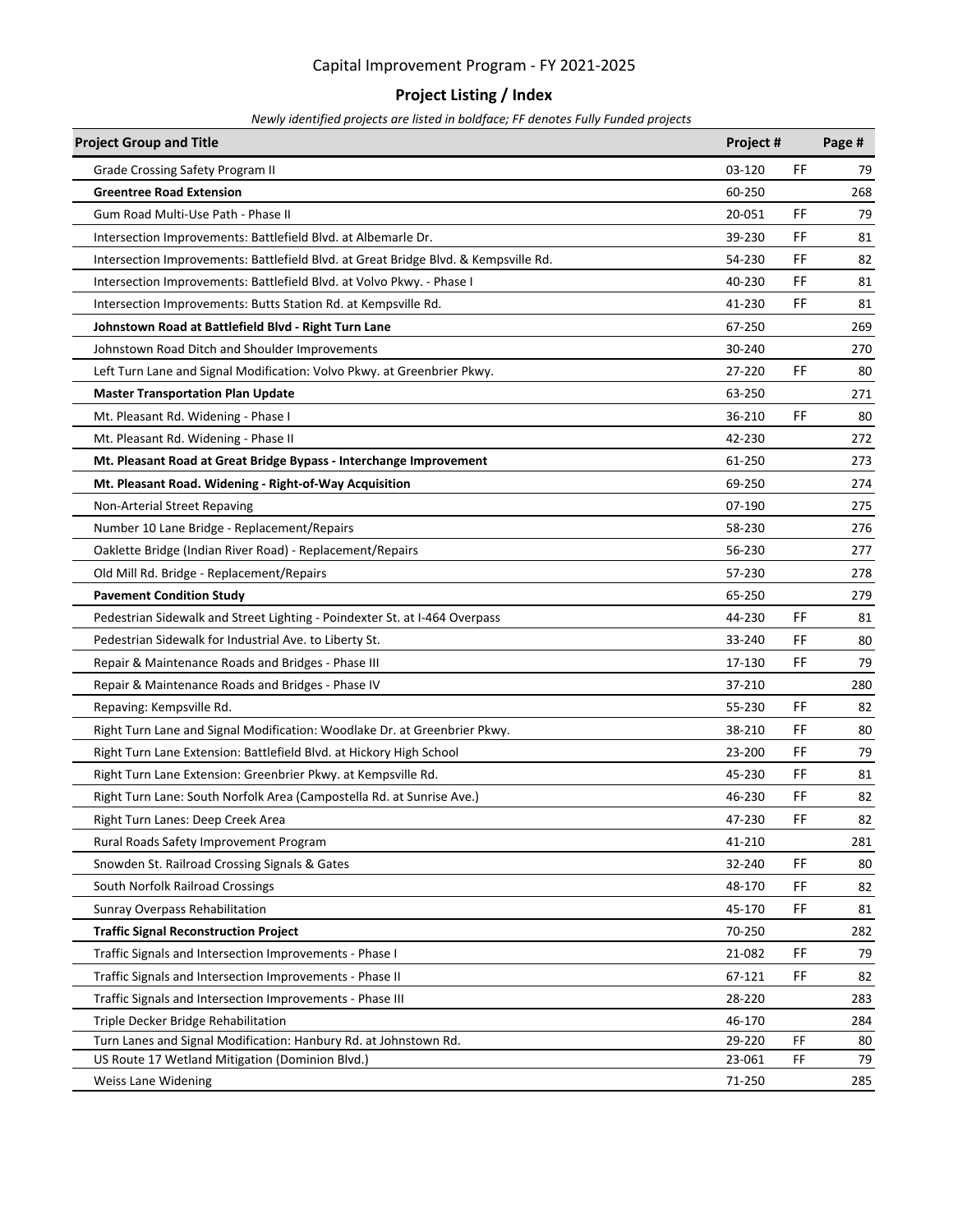# Capital Improvement Program - FY 2021-2025

## Project Listing / Index

*Newly identified projects are listed in boldface; FF denotes Fully Funded projects*

| Project Group and Title | Project # | | Page # |
|---|---|---|---|
| Grade Crossing Safety Program II | 03-120 | FF | 79 |
| **Greentree Road Extension** | 60-250 | | 268 |
| Gum Road Multi-Use Path - Phase II | 20-051 | FF | 79 |
| Intersection Improvements: Battlefield Blvd. at Albemarle Dr. | 39-230 | FF | 81 |
| Intersection Improvements: Battlefield Blvd. at Great Bridge Blvd. & Kempsville Rd. | 54-230 | FF | 82 |
| Intersection Improvements: Battlefield Blvd. at Volvo Pkwy. - Phase I | 40-230 | FF | 81 |
| Intersection Improvements: Butts Station Rd. at Kempsville Rd. | 41-230 | FF | 81 |
| **Johnstown Road at Battlefield Blvd - Right Turn Lane** | 67-250 | | 269 |
| Johnstown Road Ditch and Shoulder Improvements | 30-240 | | 270 |
| Left Turn Lane and Signal Modification: Volvo Pkwy. at Greenbrier Pkwy. | 27-220 | FF | 80 |
| **Master Transportation Plan Update** | 63-250 | | 271 |
| Mt. Pleasant Rd. Widening - Phase I | 36-210 | FF | 80 |
| Mt. Pleasant Rd. Widening - Phase II | 42-230 | | 272 |
| **Mt. Pleasant Road at Great Bridge Bypass - Interchange Improvement** | 61-250 | | 273 |
| **Mt. Pleasant Road. Widening - Right-of-Way Acquisition** | 69-250 | | 274 |
| Non-Arterial Street Repaving | 07-190 | | 275 |
| Number 10 Lane Bridge - Replacement/Repairs | 58-230 | | 276 |
| Oaklette Bridge (Indian River Road) - Replacement/Repairs | 56-230 | | 277 |
| Old Mill Rd. Bridge - Replacement/Repairs | 57-230 | | 278 |
| **Pavement Condition Study** | 65-250 | | 279 |
| Pedestrian Sidewalk and Street Lighting - Poindexter St. at I-464 Overpass | 44-230 | FF | 81 |
| Pedestrian Sidewalk for Industrial Ave. to Liberty St. | 33-240 | FF | 80 |
| Repair & Maintenance Roads and Bridges - Phase III | 17-130 | FF | 79 |
| Repair & Maintenance Roads and Bridges - Phase IV | 37-210 | | 280 |
| Repaving: Kempsville Rd. | 55-230 | FF | 82 |
| Right Turn Lane and Signal Modification: Woodlake Dr. at Greenbrier Pkwy. | 38-210 | FF | 80 |
| Right Turn Lane Extension: Battlefield Blvd. at Hickory High School | 23-200 | FF | 79 |
| Right Turn Lane Extension: Greenbrier Pkwy. at Kempsville Rd. | 45-230 | FF | 81 |
| Right Turn Lane: South Norfolk Area (Campostella Rd. at Sunrise Ave.) | 46-230 | FF | 82 |
| Right Turn Lanes: Deep Creek Area | 47-230 | FF | 82 |
| Rural Roads Safety Improvement Program | 41-210 | | 281 |
| Snowden St. Railroad Crossing Signals & Gates | 32-240 | FF | 80 |
| South Norfolk Railroad Crossings | 48-170 | FF | 82 |
| Sunray Overpass Rehabilitation | 45-170 | FF | 81 |
| **Traffic Signal Reconstruction Project** | 70-250 | | 282 |
| Traffic Signals and Intersection Improvements - Phase I | 21-082 | FF | 79 |
| Traffic Signals and Intersection Improvements - Phase II | 67-121 | FF | 82 |
| Traffic Signals and Intersection Improvements - Phase III | 28-220 | | 283 |
| Triple Decker Bridge Rehabilitation | 46-170 | | 284 |
| Turn Lanes and Signal Modification: Hanbury Rd. at Johnstown Rd. | 29-220 | FF | 80 |
| US Route 17 Wetland Mitigation (Dominion Blvd.) | 23-061 | FF | 79 |
| Weiss Lane Widening | 71-250 | | 285 |